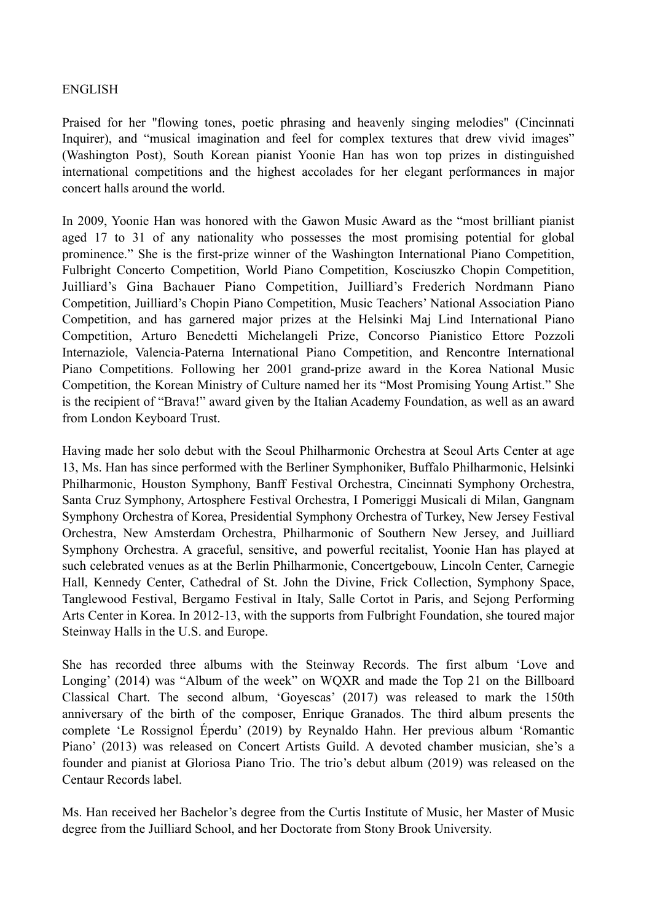ENGLISH

Praised for her "flowing tones, poetic phrasing and heavenly singing melodies" (Cincinnati Inquirer), and "musical imagination and feel for complex textures that drew vivid images" (Washington Post), South Korean pianist Yoonie Han has won top prizes in distinguished international competitions and the highest accolades for her elegant performances in major concert halls around the world.

In 2009, Yoonie Han was honored with the Gawon Music Award as the "most brilliant pianist aged 17 to 31 of any nationality who possesses the most promising potential for global prominence." She is the first-prize winner of the Washington International Piano Competition, Fulbright Concerto Competition, World Piano Competition, Kosciuszko Chopin Competition, Juilliard's Gina Bachauer Piano Competition, Juilliard's Frederich Nordmann Piano Competition, Juilliard's Chopin Piano Competition, Music Teachers' National Association Piano Competition, and has garnered major prizes at the Helsinki Maj Lind International Piano Competition, Arturo Benedetti Michelangeli Prize, Concorso Pianistico Ettore Pozzoli Internaziole, Valencia-Paterna International Piano Competition, and Rencontre International Piano Competitions. Following her 2001 grand-prize award in the Korea National Music Competition, the Korean Ministry of Culture named her its "Most Promising Young Artist." She is the recipient of "Brava!" award given by the Italian Academy Foundation, as well as an award from London Keyboard Trust.

Having made her solo debut with the Seoul Philharmonic Orchestra at Seoul Arts Center at age 13, Ms. Han has since performed with the Berliner Symphoniker, Buffalo Philharmonic, Helsinki Philharmonic, Houston Symphony, Banff Festival Orchestra, Cincinnati Symphony Orchestra, Santa Cruz Symphony, Artosphere Festival Orchestra, I Pomeriggi Musicali di Milan, Gangnam Symphony Orchestra of Korea, Presidential Symphony Orchestra of Turkey, New Jersey Festival Orchestra, New Amsterdam Orchestra, Philharmonic of Southern New Jersey, and Juilliard Symphony Orchestra. A graceful, sensitive, and powerful recitalist, Yoonie Han has played at such celebrated venues as at the Berlin Philharmonie, Concertgebouw, Lincoln Center, Carnegie Hall, Kennedy Center, Cathedral of St. John the Divine, Frick Collection, Symphony Space, Tanglewood Festival, Bergamo Festival in Italy, Salle Cortot in Paris, and Sejong Performing Arts Center in Korea. In 2012-13, with the supports from Fulbright Foundation, she toured major Steinway Halls in the U.S. and Europe.

She has recorded three albums with the Steinway Records. The first album 'Love and Longing' (2014) was "Album of the week" on WQXR and made the Top 21 on the Billboard Classical Chart. The second album, 'Goyescas' (2017) was released to mark the 150th anniversary of the birth of the composer, Enrique Granados. The third album presents the complete 'Le Rossignol Éperdu' (2019) by Reynaldo Hahn. Her previous album 'Romantic Piano' (2013) was released on Concert Artists Guild. A devoted chamber musician, she's a founder and pianist at Gloriosa Piano Trio. The trio's debut album (2019) was released on the Centaur Records label.

Ms. Han received her Bachelor's degree from the Curtis Institute of Music, her Master of Music degree from the Juilliard School, and her Doctorate from Stony Brook University.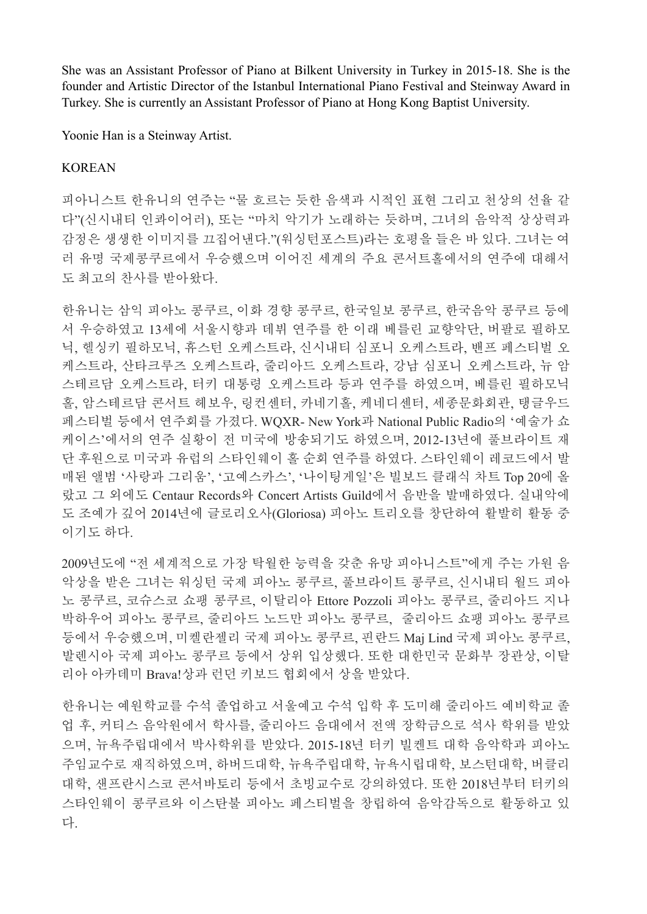She was an Assistant Professor of Piano at Bilkent University in Turkey in 2015-18. She is the founder and Artistic Director of the Istanbul International Piano Festival and Steinway Award in Turkey. She is currently an Assistant Professor of Piano at Hong Kong Baptist University.

Yoonie Han is a Steinway Artist.

KOREAN

피아니스트 한유니의 연주는 "물 흐르는 듯한 음색과 시적인 표현 그리고 천상의 선율 같다"(신시내티 인콰이어러), 또는 "마치 악기가 노래하는 듯하며, 그녀의 음악적 상상력과 감정은 생생한 이미지를 끄집어낸다."(워싱턴포스트)라는 호평을 들은 바 있다. 그녀는 여러 유명 국제콩쿠르에서 우승했으며 이어진 세계의 주요 콘서트홀에서의 연주에 대해서도 최고의 찬사를 받아왔다.

한유니는 삼익 피아노 콩쿠르, 이화 경향 콩쿠르, 한국일보 콩쿠르, 한국음악 콩쿠르 등에서 우승하였고 13세에 서울시향과 데뷔 연주를 한 이래 베를린 교향악단, 버팔로 필하모닉, 헬싱키 필하모닉, 휴스턴 오케스트라, 신시내티 심포니 오케스트라, 밴프 페스티벌 오케스트라, 산타크루즈 오케스트라, 줄리아드 오케스트라, 강남 심포니 오케스트라, 뉴 암스테르담 오케스트라, 터키 대통령 오케스트라 등과 연주를 하였으며, 베를린 필하모닉 홀, 암스테르담 콘서트 헤보우, 링컨센터, 카네기홀, 케네디센터, 세종문화회관, 탱글우드 페스티벌 등에서 연주회를 가졌다. WQXR- New York과 National Public Radio의 '예술가 쇼케이스'에서의 연주 실황이 전 미국에 방송되기도 하였으며, 2012-13년에 풀브라이트 재단 후원으로 미국과 유럽의 스타인웨이 홀 순회 연주를 하였다. 스타인웨이 레코드에서 발매된 앨범 '사랑과 그리움', '고예스카스', '나이팅게일'은 빌보드 클래식 차트 Top 20에 올랐고 그 외에도 Centaur Records와 Concert Artists Guild에서 음반을 발매하였다. 실내악에도 조예가 깊어 2014년에 글로리오사(Gloriosa) 피아노 트리오를 창단하여 활발히 활동 중이기도 하다.

2009년도에 "전 세계적으로 가장 탁월한 능력을 갖춘 유망 피아니스트"에게 주는 가원 음악상을 받은 그녀는 워싱턴 국제 피아노 콩쿠르, 풀브라이트 콩쿠르, 신시내티 월드 피아노 콩쿠르, 코슈스코 쇼팽 콩쿠르, 이탈리아 Ettore Pozzoli 피아노 콩쿠르, 줄리아드 지나 박하우어 피아노 콩쿠르, 줄리아드 노드만 피아노 콩쿠르, 줄리아드 쇼팽 피아노 콩쿠르 등에서 우승했으며, 미켈란젤리 국제 피아노 콩쿠르, 핀란드 Maj Lind 국제 피아노 콩쿠르, 발렌시아 국제 피아노 콩쿠르 등에서 상위 입상했다. 또한 대한민국 문화부 장관상, 이탈리아 아카데미 Brava!상과 런던 키보드 협회에서 상을 받았다.

한유니는 예원학교를 수석 졸업하고 서울예고 수석 입학 후 도미해 줄리아드 예비학교 졸업 후, 커티스 음악원에서 학사를, 줄리아드 음대에서 전액 장학금으로 석사 학위를 받았으며, 뉴욕주립대에서 박사학위를 받았다. 2015-18년 터키 빌켄트 대학 음악학과 피아노 주임교수로 재직하였으며, 하버드대학, 뉴욕주립대학, 뉴욕시립대학, 보스턴대학, 버클리대학, 샌프란시스코 콘서바토리 등에서 초빙교수로 강의하였다. 또한 2018년부터 터키의 스타인웨이 콩쿠르와 이스탄불 피아노 페스티벌을 창립하여 음악감독으로 활동하고 있다.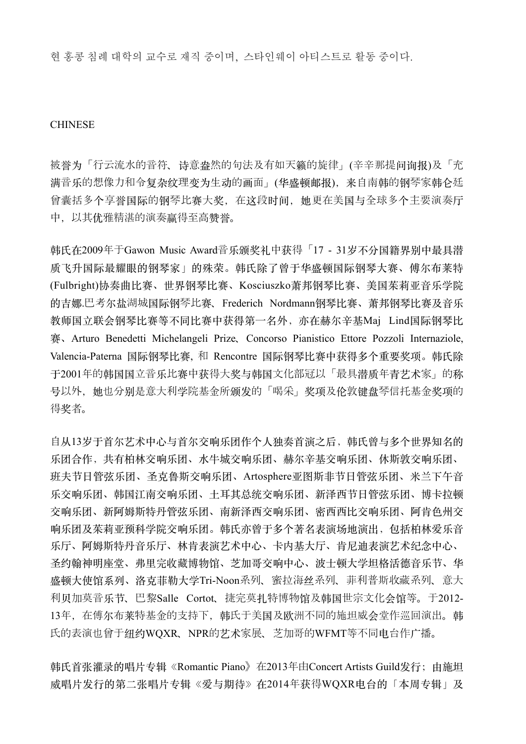현 홍콩 침례 대학의 교수로 재직 중이며, 스타인웨이 아티스트로 활동 중이다.

CHINESE

被誉为「行云流水的音符、诗意盎然的句法及有如天籁的旋律」(辛辛那提问询报)及「充满音乐的想像力和令复杂纹理变为生动的画面」(华盛顿邮报)，来自南韩的钢琴家韩仑廷曾囊括多个享誉国际的钢琴比赛大奖，在这段时间，她更在美国与全球多个主要演奏厅中，以其优雅精湛的演奏赢得至高赞誉。

韩氏在2009年于Gawon Music Award音乐颁奖礼中获得「17 - 31岁不分国籍界别中最具潜质飞升国际最耀眼的钢琴家」的殊荣。韩氏除了曾于华盛顿国际钢琴大赛、傅尔布莱特(Fulbright)协奏曲比赛、世界钢琴比赛、Kosciuszko萧邦钢琴比赛、美国茱莉亚音乐学院的吉娜.巴考尔盐湖城国际钢琴比赛、Frederich Nordmann钢琴比赛、萧邦钢琴比赛及音乐教师国立联会钢琴比赛等不同比赛中获得第一名外，亦在赫尔辛基Maj Lind国际钢琴比赛、Arturo Benedetti Michelangeli Prize、Concorso Pianistico Ettore Pozzoli Internaziole, Valencia-Paterna 国际钢琴比赛, 和 Rencontre 国际钢琴比赛中获得多个重要奖项。韩氏除于2001年的韩国国立音乐比赛中获得大奖与韩国文化部冠以「最具潜质年青艺术家」的称号以外，她也分别是意大利学院基金所颁发的「喝采」奖项及伦敦键盘琴信托基金奖项的得奖者。

自从13岁于首尔艺术中心与首尔交响乐团作个人独奏首演之后，韩氏曾与多个世界知名的乐团合作，共有柏林交响乐团、水牛城交响乐团、赫尔辛基交响乐团、休斯敦交响乐团、班夫节日管弦乐团、圣克鲁斯交响乐团、Artosphere亚图斯非节日管弦乐团、米兰下午音乐交响乐团、韩国江南交响乐团、土耳其总统交响乐团、新泽西节日管弦乐团、博卡拉顿交响乐团、新阿姆斯特丹管弦乐团、南新泽西交响乐团、密西西比交响乐团、阿肯色州交响乐团及茱莉亚预科学院交响乐团。韩氏亦曾于多个著名表演场地演出，包括柏林爱乐音乐厅、阿姆斯特丹音乐厅、林肯表演艺术中心、卡内基大厅、肯尼迪表演艺术纪念中心、圣约翰神明座堂、弗里完收藏博物馆、芝加哥交响中心、波士顿大学坦格活德音乐节、华盛顿大使馆系列、洛克菲勒大学Tri-Noon系列、蜜拉海丝系列、菲利普斯收藏系列、意大利贝加莫音乐节、巴黎Salle Cortot、捷完莫扎特博物馆及韩国世宗文化会馆等。于2012-13年，在傅尔布莱特基金的支持下，韩氏于美国及欧洲不同的施坦威会堂作巡回演出。韩氏的表演也曾于纽约WQXR、NPR的艺术家展、芝加哥的WFMT等不同电台作广播。

韩氏首张灌录的唱片专辑《Romantic Piano》在2013年由Concert Artists Guild发行；由施坦威唱片发行的第二张唱片专辑《爱与期待》在2014年获得WQXR电台的「本周专辑」及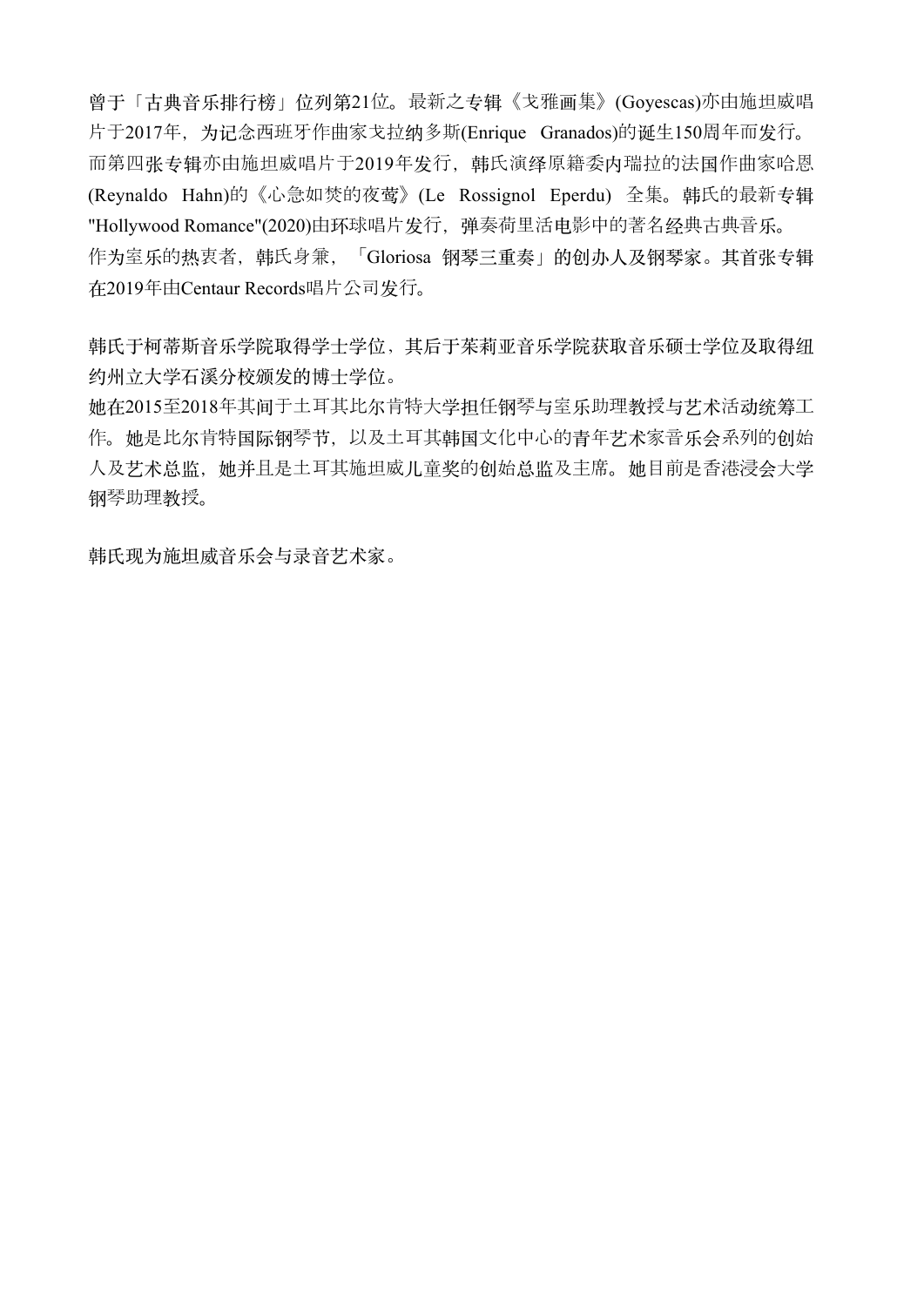曾于「古典音乐排行榜」位列第21位。最新之专辑《戈雅画集》(Goyescas)亦由施坦威唱片于2017年，为记念西班牙作曲家戈拉纳多斯(Enrique Granados)的诞生150周年而发行。而第四张专辑亦由施坦威唱片于2019年发行，韩氏演绎原籍委内瑞拉的法国作曲家哈恩(Reynaldo Hahn)的《心急如焚的夜莺》(Le Rossignol Eperdu) 全集。韩氏的最新专辑"Hollywood Romance"(2020)由环球唱片发行，弹奏荷里活电影中的著名经典古典音乐。
作为室乐的热衷者，韩氏身兼，「Gloriosa 钢琴三重奏」的创办人及钢琴家。其首张专辑在2019年由Centaur Records唱片公司发行。

韩氏于柯蒂斯音乐学院取得学士学位，其后于茱莉亚音乐学院获取音乐硕士学位及取得纽约州立大学石溪分校颁发的博士学位。
她在2015至2018年其间于土耳其比尔肯特大学担任钢琴与室乐助理教授与艺术活动统筹工作。她是比尔肯特国际钢琴节，以及土耳其韩国文化中心的青年艺术家音乐会系列的创始人及艺术总监，她并且是土耳其施坦威儿童奖的创始总监及主席。她目前是香港浸会大学钢琴助理教授。

韩氏现为施坦威音乐会与录音艺术家。